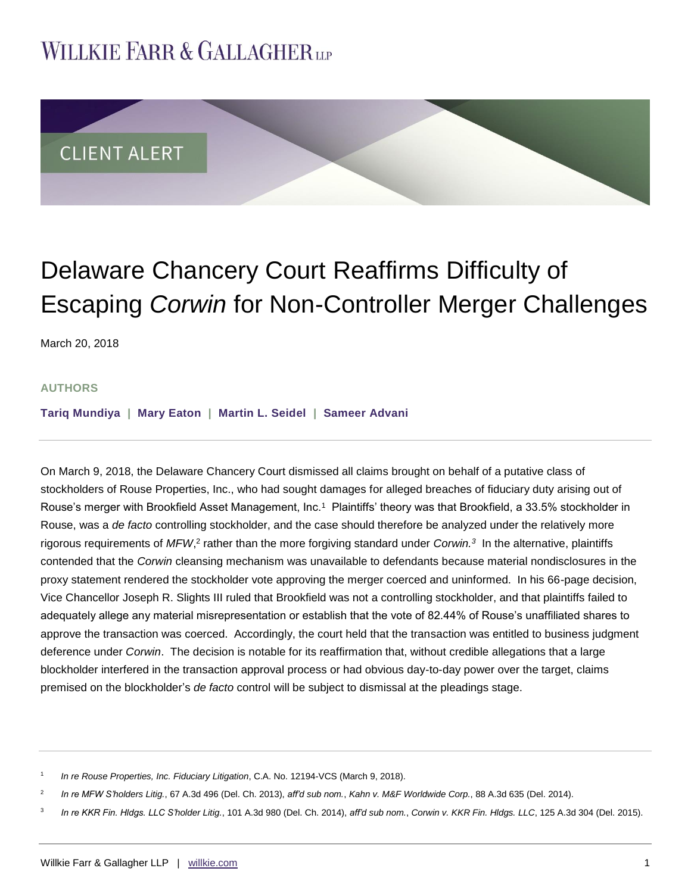Willkie Farr & Gallagher LLP

CLIENT ALERT

# Delaware Chancery Court Reaffirms Difficulty of Escaping *Corwin* for Non-Controller Merger Challenges

March 20, 2018

**AUTHORS**

**Tariq Mundiya | Mary Eaton | Martin L. Seidel | Sameer Advani**

On March 9, 2018, the Delaware Chancery Court dismissed all claims brought on behalf of a putative class of stockholders of Rouse Properties, Inc., who had sought damages for alleged breaches of fiduciary duty arising out of Rouse's merger with Brookfield Asset Management, Inc.[1] Plaintiffs' theory was that Brookfield, a 33.5% stockholder in Rouse, was a *de facto* controlling stockholder, and the case should therefore be analyzed under the relatively more rigorous requirements of *MFW*,[2] rather than the more forgiving standard under *Corwin.*[3] In the alternative, plaintiffs contended that the *Corwin* cleansing mechanism was unavailable to defendants because material nondisclosures in the proxy statement rendered the stockholder vote approving the merger coerced and uninformed. In his 66-page decision, Vice Chancellor Joseph R. Slights III ruled that Brookfield was not a controlling stockholder, and that plaintiffs failed to adequately allege any material misrepresentation or establish that the vote of 82.44% of Rouse's unaffiliated shares to approve the transaction was coerced. Accordingly, the court held that the transaction was entitled to business judgment deference under *Corwin*. The decision is notable for its reaffirmation that, without credible allegations that a large blockholder interfered in the transaction approval process or had obvious day-to-day power over the target, claims premised on the blockholder's *de facto* control will be subject to dismissal at the pleadings stage.

---

[1] *In re Rouse Properties, Inc. Fiduciary Litigation*, C.A. No. 12194-VCS (March 9, 2018).

[2] *In re MFW S'holders Litig.*, 67 A.3d 496 (Del. Ch. 2013), *aff'd sub nom.*, *Kahn v. M&F Worldwide Corp.*, 88 A.3d 635 (Del. 2014).

[3] *In re KKR Fin. Hldgs. LLC S'holder Litig.*, 101 A.3d 980 (Del. Ch. 2014), *aff'd sub nom.*, *Corwin v. KKR Fin. Hldgs. LLC*, 125 A.3d 304 (Del. 2015).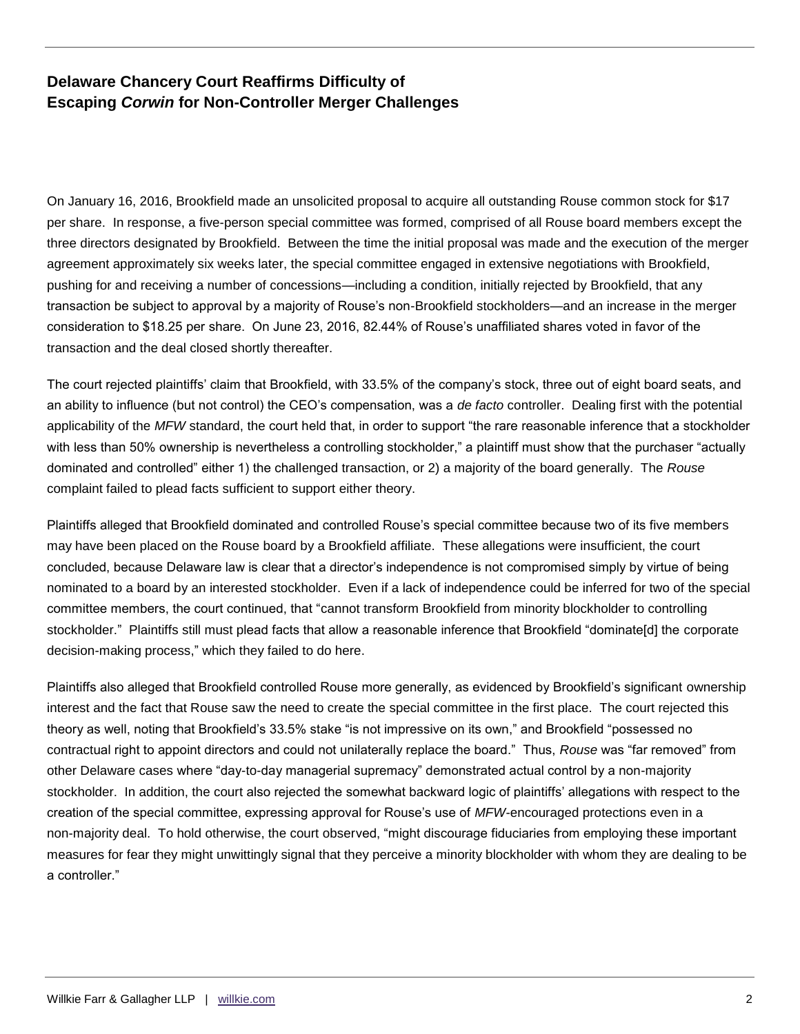**Delaware Chancery Court Reaffirms Difficulty of Escaping *Corwin* for Non-Controller Merger Challenges**

On January 16, 2016, Brookfield made an unsolicited proposal to acquire all outstanding Rouse common stock for $17 per share. In response, a five-person special committee was formed, comprised of all Rouse board members except the three directors designated by Brookfield. Between the time the initial proposal was made and the execution of the merger agreement approximately six weeks later, the special committee engaged in extensive negotiations with Brookfield, pushing for and receiving a number of concessions—including a condition, initially rejected by Brookfield, that any transaction be subject to approval by a majority of Rouse's non-Brookfield stockholders—and an increase in the merger consideration to $18.25 per share. On June 23, 2016, 82.44% of Rouse's unaffiliated shares voted in favor of the transaction and the deal closed shortly thereafter.

The court rejected plaintiffs' claim that Brookfield, with 33.5% of the company's stock, three out of eight board seats, and an ability to influence (but not control) the CEO's compensation, was a *de facto* controller. Dealing first with the potential applicability of the *MFW* standard, the court held that, in order to support "the rare reasonable inference that a stockholder with less than 50% ownership is nevertheless a controlling stockholder," a plaintiff must show that the purchaser "actually dominated and controlled" either 1) the challenged transaction, or 2) a majority of the board generally. The *Rouse* complaint failed to plead facts sufficient to support either theory.

Plaintiffs alleged that Brookfield dominated and controlled Rouse's special committee because two of its five members may have been placed on the Rouse board by a Brookfield affiliate. These allegations were insufficient, the court concluded, because Delaware law is clear that a director's independence is not compromised simply by virtue of being nominated to a board by an interested stockholder. Even if a lack of independence could be inferred for two of the special committee members, the court continued, that "cannot transform Brookfield from minority blockholder to controlling stockholder." Plaintiffs still must plead facts that allow a reasonable inference that Brookfield "dominate[d] the corporate decision-making process," which they failed to do here.

Plaintiffs also alleged that Brookfield controlled Rouse more generally, as evidenced by Brookfield's significant ownership interest and the fact that Rouse saw the need to create the special committee in the first place. The court rejected this theory as well, noting that Brookfield's 33.5% stake "is not impressive on its own," and Brookfield "possessed no contractual right to appoint directors and could not unilaterally replace the board." Thus, *Rouse* was "far removed" from other Delaware cases where "day-to-day managerial supremacy" demonstrated actual control by a non-majority stockholder. In addition, the court also rejected the somewhat backward logic of plaintiffs' allegations with respect to the creation of the special committee, expressing approval for Rouse's use of *MFW*-encouraged protections even in a non-majority deal. To hold otherwise, the court observed, "might discourage fiduciaries from employing these important measures for fear they might unwittingly signal that they perceive a minority blockholder with whom they are dealing to be a controller."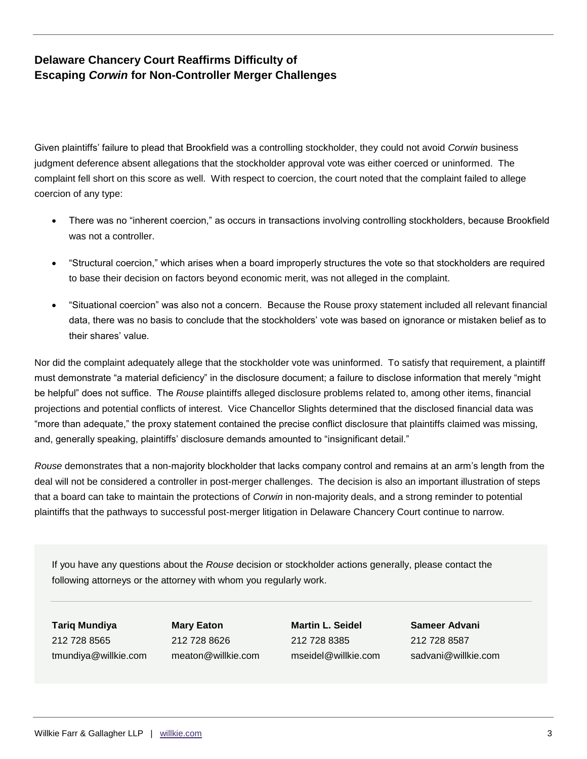**Delaware Chancery Court Reaffirms Difficulty of Escaping *Corwin* for Non-Controller Merger Challenges**

Given plaintiffs' failure to plead that Brookfield was a controlling stockholder, they could not avoid *Corwin* business judgment deference absent allegations that the stockholder approval vote was either coerced or uninformed. The complaint fell short on this score as well. With respect to coercion, the court noted that the complaint failed to allege coercion of any type:

- There was no "inherent coercion," as occurs in transactions involving controlling stockholders, because Brookfield was not a controller.
- "Structural coercion," which arises when a board improperly structures the vote so that stockholders are required to base their decision on factors beyond economic merit, was not alleged in the complaint.
- "Situational coercion" was also not a concern. Because the Rouse proxy statement included all relevant financial data, there was no basis to conclude that the stockholders' vote was based on ignorance or mistaken belief as to their shares' value.

Nor did the complaint adequately allege that the stockholder vote was uninformed. To satisfy that requirement, a plaintiff must demonstrate "a material deficiency" in the disclosure document; a failure to disclose information that merely "might be helpful" does not suffice. The *Rouse* plaintiffs alleged disclosure problems related to, among other items, financial projections and potential conflicts of interest. Vice Chancellor Slights determined that the disclosed financial data was "more than adequate," the proxy statement contained the precise conflict disclosure that plaintiffs claimed was missing, and, generally speaking, plaintiffs' disclosure demands amounted to "insignificant detail."

*Rouse* demonstrates that a non-majority blockholder that lacks company control and remains at an arm's length from the deal will not be considered a controller in post-merger challenges. The decision is also an important illustration of steps that a board can take to maintain the protections of *Corwin* in non-majority deals, and a strong reminder to potential plaintiffs that the pathways to successful post-merger litigation in Delaware Chancery Court continue to narrow.

If you have any questions about the *Rouse* decision or stockholder actions generally, please contact the following attorneys or the attorney with whom you regularly work.

**Tariq Mundiya**
212 728 8565
tmundiya@willkie.com

**Mary Eaton**
212 728 8626
meaton@willkie.com

**Martin L. Seidel**
212 728 8385
mseidel@willkie.com

**Sameer Advani**
212 728 8587
sadvani@willkie.com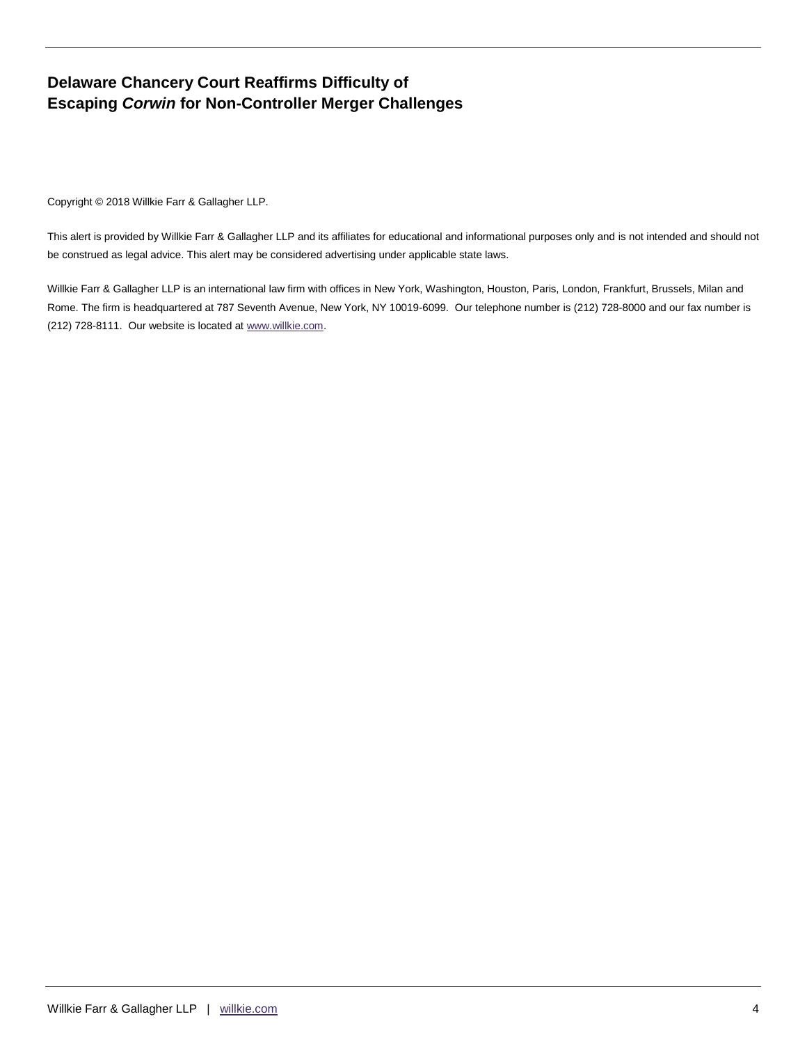Copyright © 2018 Willkie Farr & Gallagher LLP.

This alert is provided by Willkie Farr & Gallagher LLP and its affiliates for educational and informational purposes only and is not intended and should not be construed as legal advice. This alert may be considered advertising under applicable state laws.

Willkie Farr & Gallagher LLP is an international law firm with offices in New York, Washington, Houston, Paris, London, Frankfurt, Brussels, Milan and Rome. The firm is headquartered at 787 Seventh Avenue, New York, NY 10019-6099. Our telephone number is (212) 728-8000 and our fax number is (212) 728-8111. Our website is located at [www.willkie.com](http://www.willkie.com).